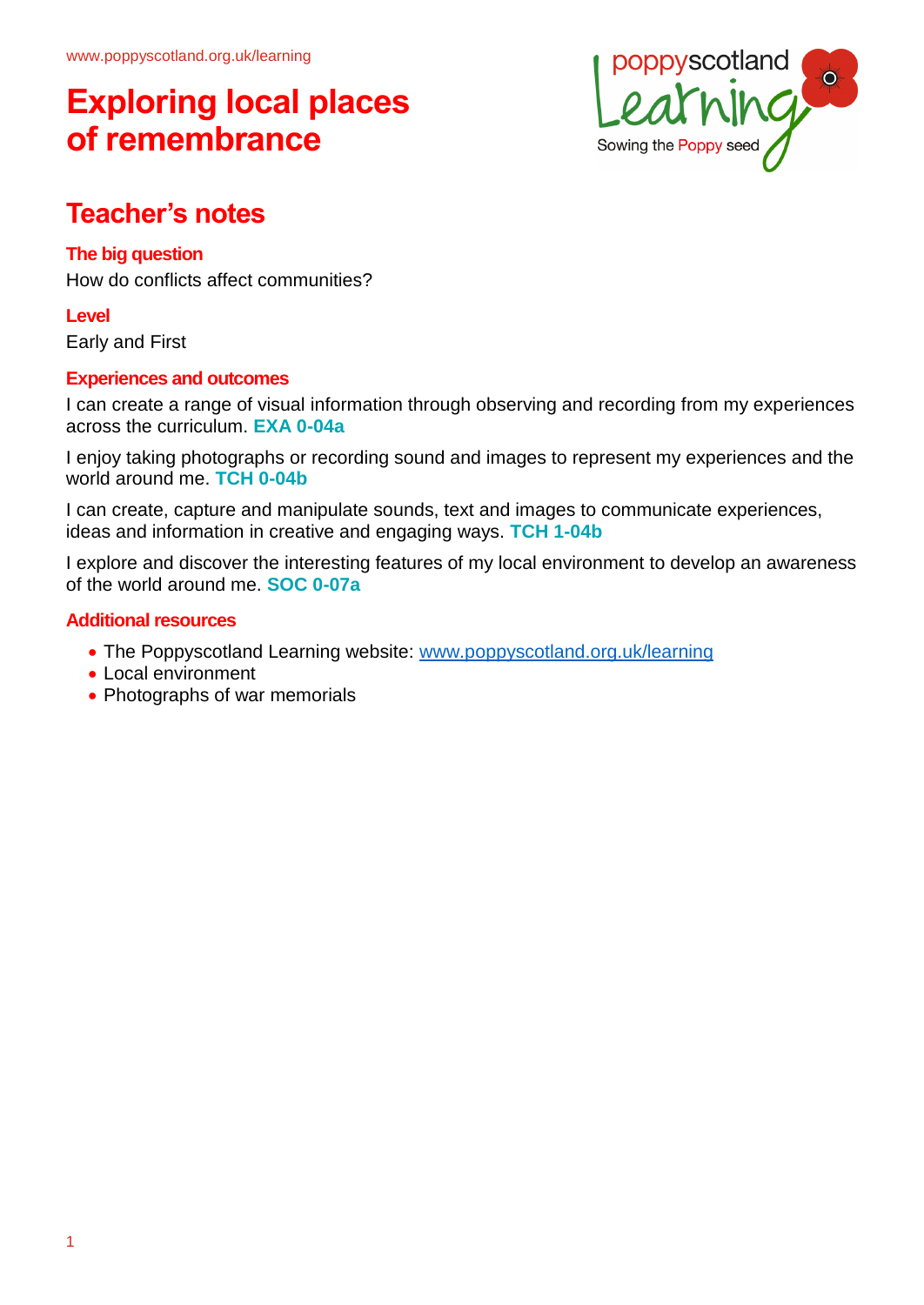www.poppyscotland.org.uk/learning

# Exploring local places of remembrance

## Teacher's notes

### The big question

How do conflicts affect communities?

### Level

Early and First

### Experiences and outcomes

I can create a range of visual information through observing and recording from my experiences across the curriculum. **EXA 0-04a**

I enjoy taking photographs or recording sound and images to represent my experiences and the world around me. **TCH 0-04b**

I can create, capture and manipulate sounds, text and images to communicate experiences, ideas and information in creative and engaging ways. **TCH 1-04b**

I explore and discover the interesting features of my local environment to develop an awareness of the world around me. **SOC 0-07a**

### Additional resources

- The Poppyscotland Learning website: www.poppyscotland.org.uk/learning
- Local environment
- Photographs of war memorials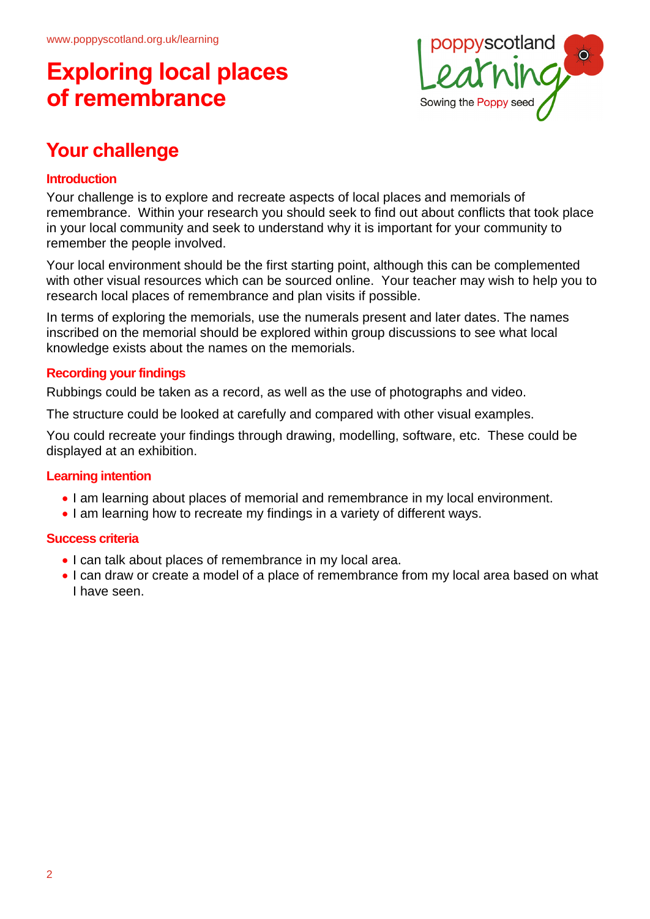# Exploring local places of remembrance

## Your challenge

### Introduction

Your challenge is to explore and recreate aspects of local places and memorials of remembrance. Within your research you should seek to find out about conflicts that took place in your local community and seek to understand why it is important for your community to remember the people involved.

Your local environment should be the first starting point, although this can be complemented with other visual resources which can be sourced online. Your teacher may wish to help you to research local places of remembrance and plan visits if possible.

In terms of exploring the memorials, use the numerals present and later dates. The names inscribed on the memorial should be explored within group discussions to see what local knowledge exists about the names on the memorials.

### Recording your findings

Rubbings could be taken as a record, as well as the use of photographs and video.

The structure could be looked at carefully and compared with other visual examples.

You could recreate your findings through drawing, modelling, software, etc. These could be displayed at an exhibition.

### Learning intention

- I am learning about places of memorial and remembrance in my local environment.
- I am learning how to recreate my findings in a variety of different ways.

### Success criteria

- I can talk about places of remembrance in my local area.
- I can draw or create a model of a place of remembrance from my local area based on what I have seen.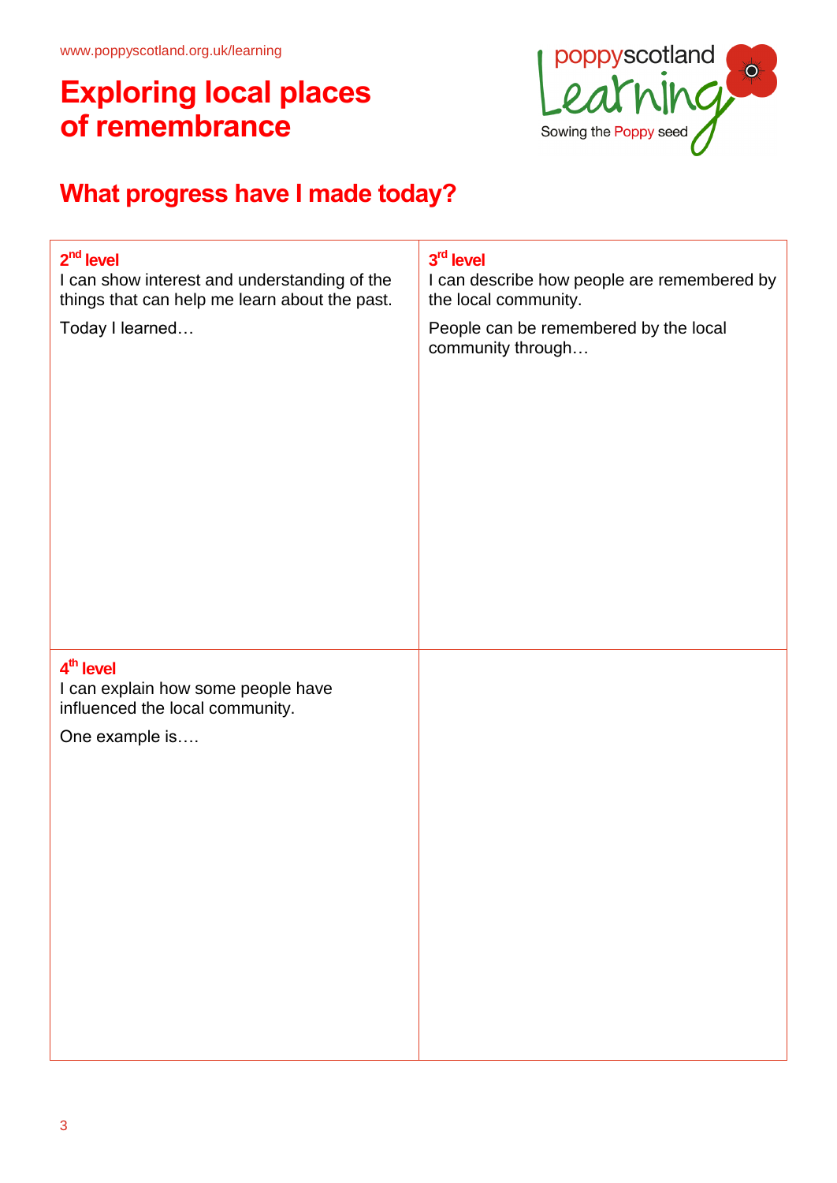www.poppyscotland.org.uk/learning

# Exploring local places of remembrance

poppyscotland Learning
Sowing the Poppy seed

## What progress have I made today?

| **2nd level**<br>I can show interest and understanding of the things that can help me learn about the past.<br><br>Today I learned… | **3rd level**<br>I can describe how people are remembered by the local community.<br><br>People can be remembered by the local community through… |
|---|---|
| **4th level**<br>I can explain how some people have influenced the local community.<br><br>One example is…. | |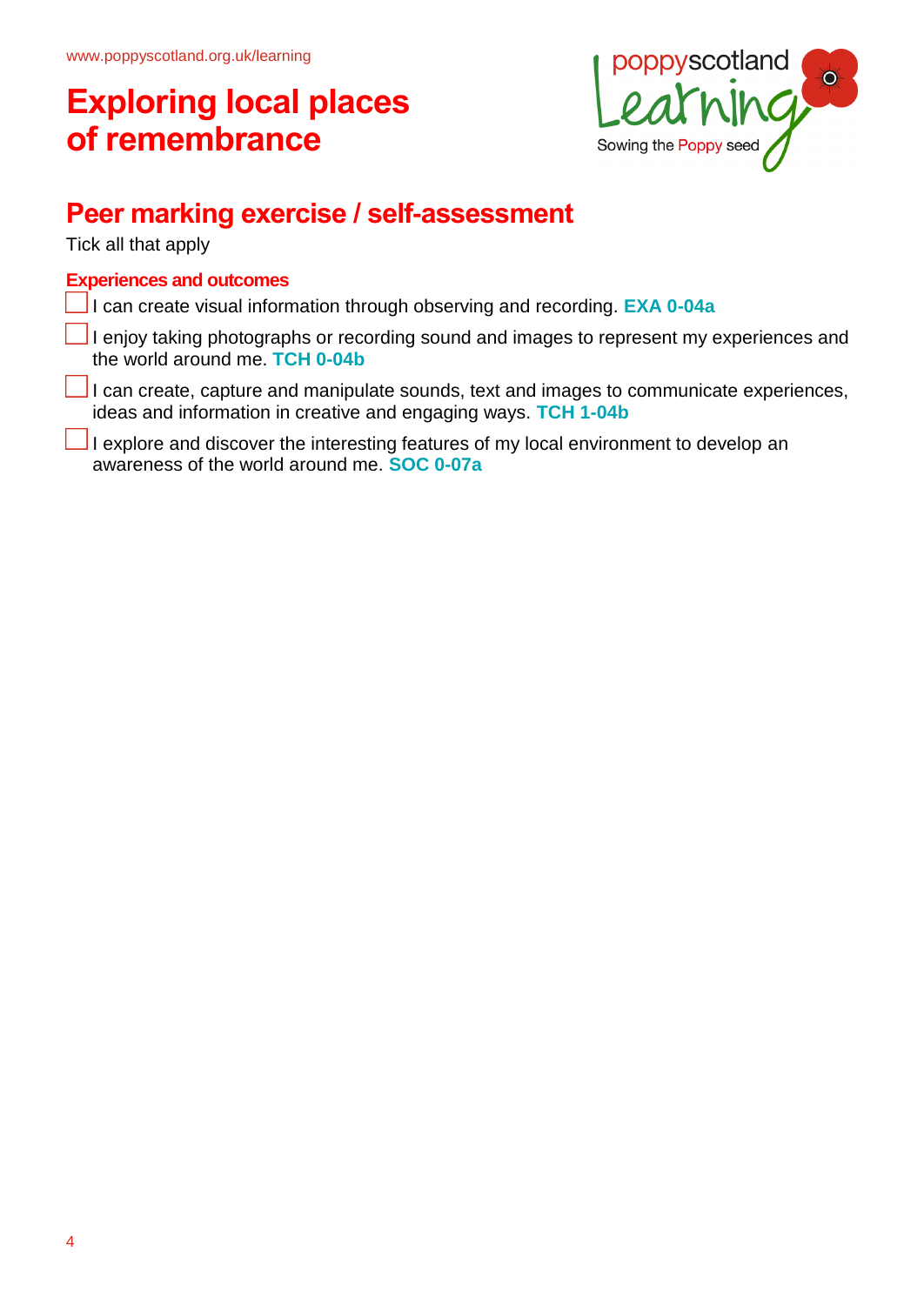www.poppyscotland.org.uk/learning

# Exploring local places of remembrance

poppyscotland Learning
Sowing the Poppy seed

## Peer marking exercise / self-assessment

Tick all that apply

### Experiences and outcomes

- ☐ I can create visual information through observing and recording. **EXA 0-04a**
- ☐ I enjoy taking photographs or recording sound and images to represent my experiences and the world around me. **TCH 0-04b**
- ☐ I can create, capture and manipulate sounds, text and images to communicate experiences, ideas and information in creative and engaging ways. **TCH 1-04b**
- ☐ I explore and discover the interesting features of my local environment to develop an awareness of the world around me. **SOC 0-07a**